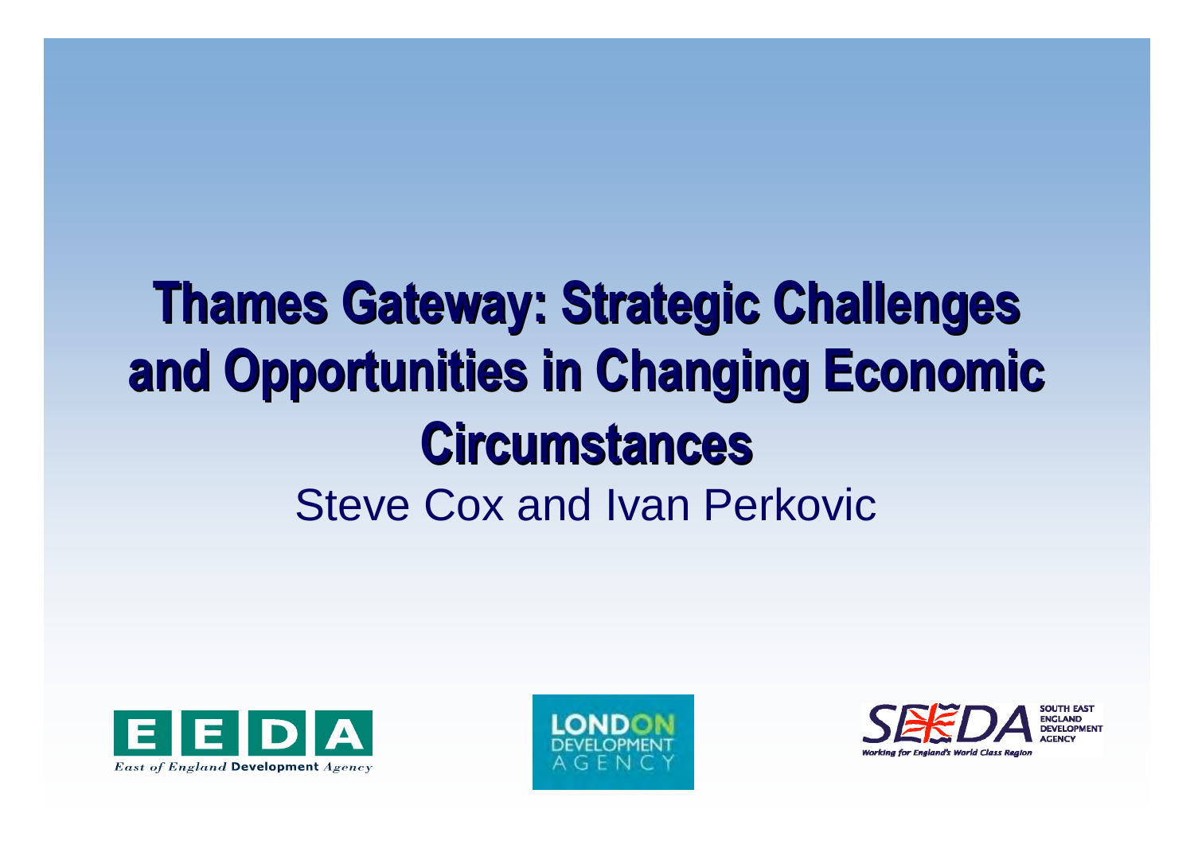# Thames Gateway: Strategic Challenges and Opportunities in Changing Economic Circumstances

Steve Cox and Ivan Perkovic

EEDA
East of England Development Agency

LONDON DEVELOPMENT AGENCY

SEEDA
SOUTH EAST ENGLAND DEVELOPMENT AGENCY
Working for England's World Class Region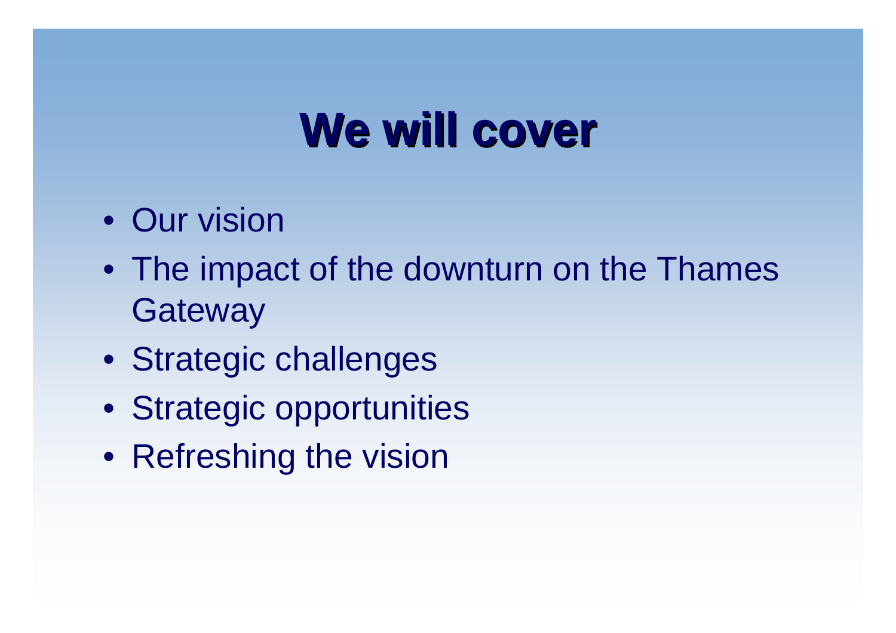# We will cover

- Our vision
- The impact of the downturn on the Thames Gateway
- Strategic challenges
- Strategic opportunities
- Refreshing the vision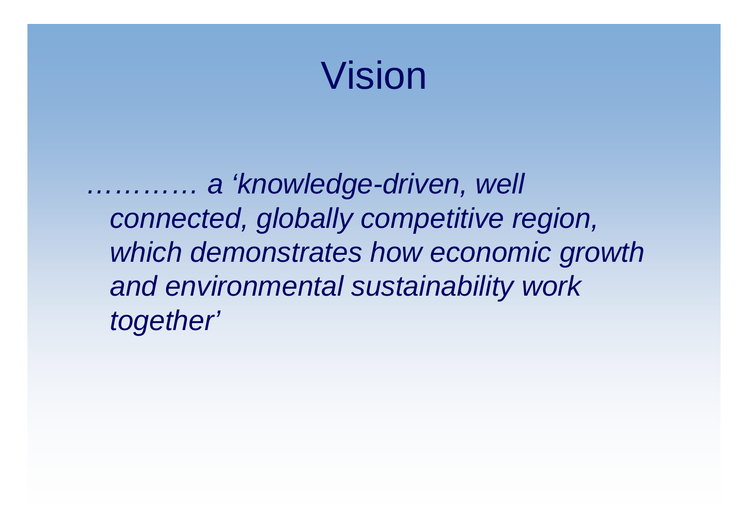# Vision

*………… a ‘knowledge-driven, well connected, globally competitive region, which demonstrates how economic growth and environmental sustainability work together’*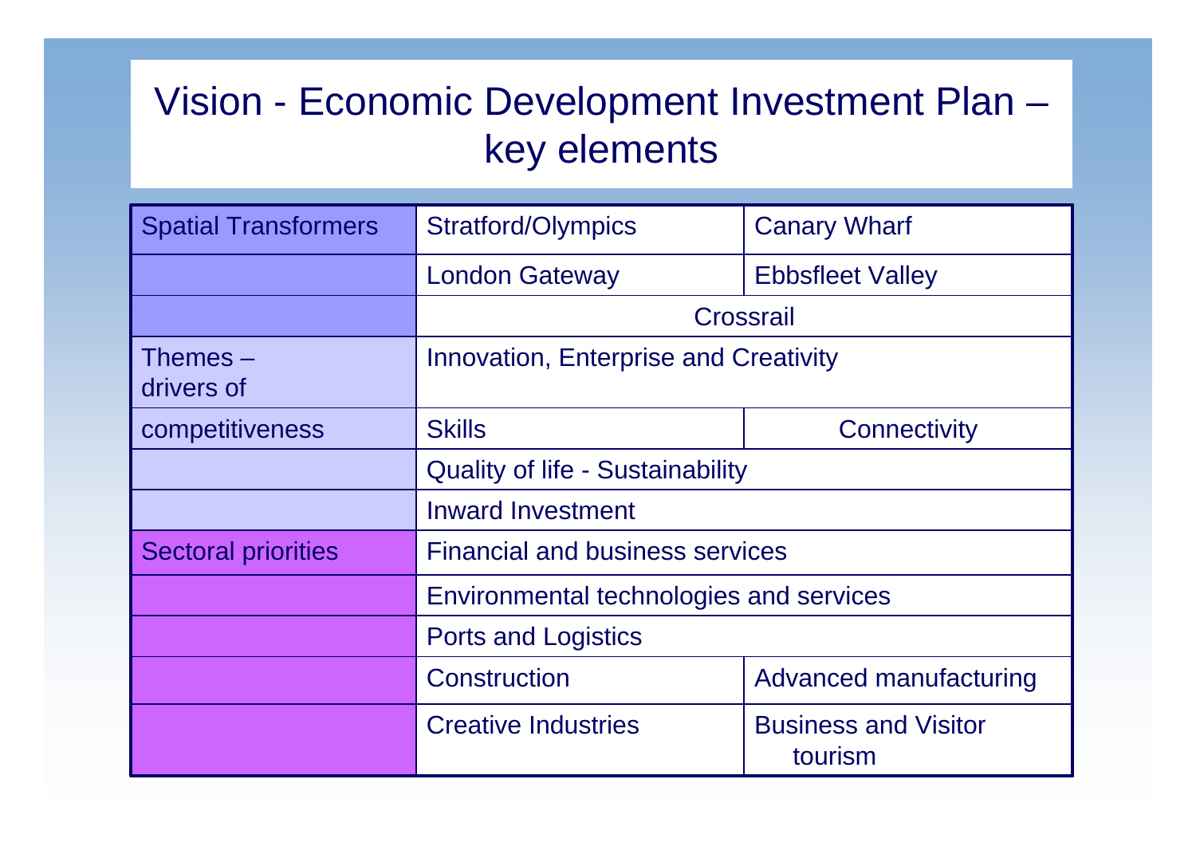# Vision - Economic Development Investment Plan – key elements

| | | |
|---|---|---|
| Spatial Transformers | Stratford/Olympics | Canary Wharf |
| | London Gateway | Ebbsfleet Valley |
| | Crossrail | |
| Themes – drivers of | Innovation, Enterprise and Creativity | |
| competitiveness | Skills | Connectivity |
| | Quality of life - Sustainability | |
| | Inward Investment | |
| Sectoral priorities | Financial and business services | |
| | Environmental technologies and services | |
| | Ports and Logistics | |
| | Construction | Advanced manufacturing |
| | Creative Industries | Business and Visitor tourism |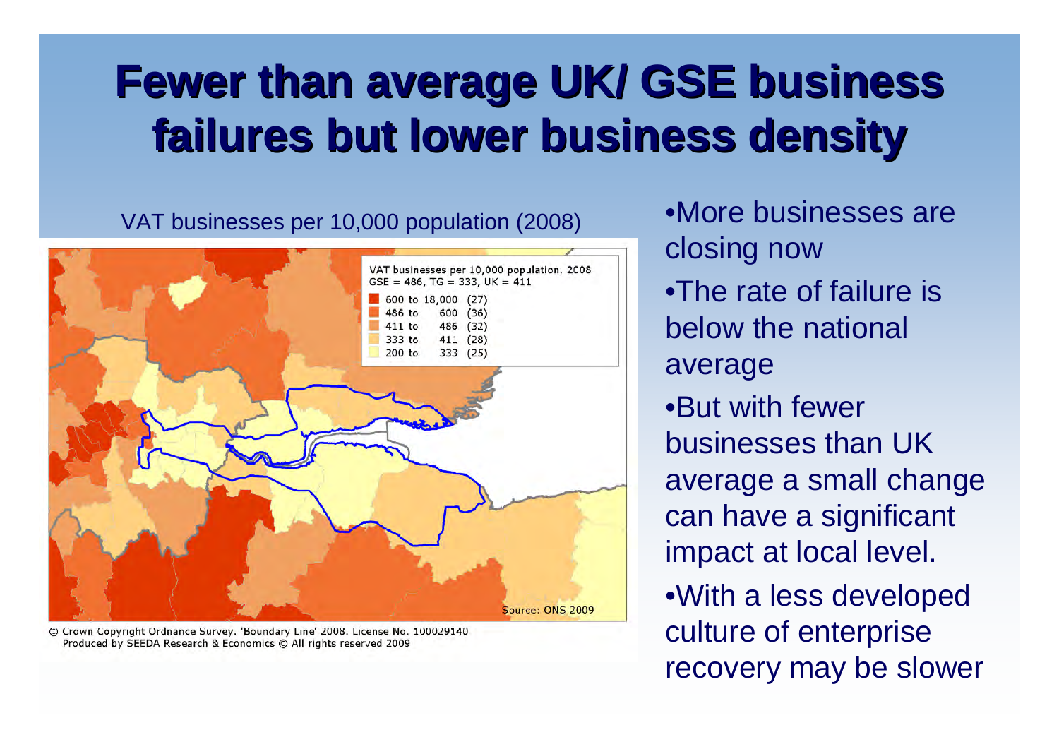# Fewer than average UK/ GSE business failures but lower business density

VAT businesses per 10,000 population (2008)

VAT businesses per 10,000 population, 2008
GSE = 486, TG = 333, UK = 411

| Range | Count |
|---|---|
| 600 to 18,000 | (27) |
| 486 to 600 | (36) |
| 411 to 486 | (32) |
| 333 to 411 | (28) |
| 200 to 333 | (25) |

Source: ONS 2009

© Crown Copyright Ordnance Survey. 'Boundary Line' 2008. License No. 100029140
Produced by SEEDA Research & Economics © All rights reserved 2009

- More businesses are closing now
- The rate of failure is below the national average
- But with fewer businesses than UK average a small change can have a significant impact at local level.
- With a less developed culture of enterprise recovery may be slower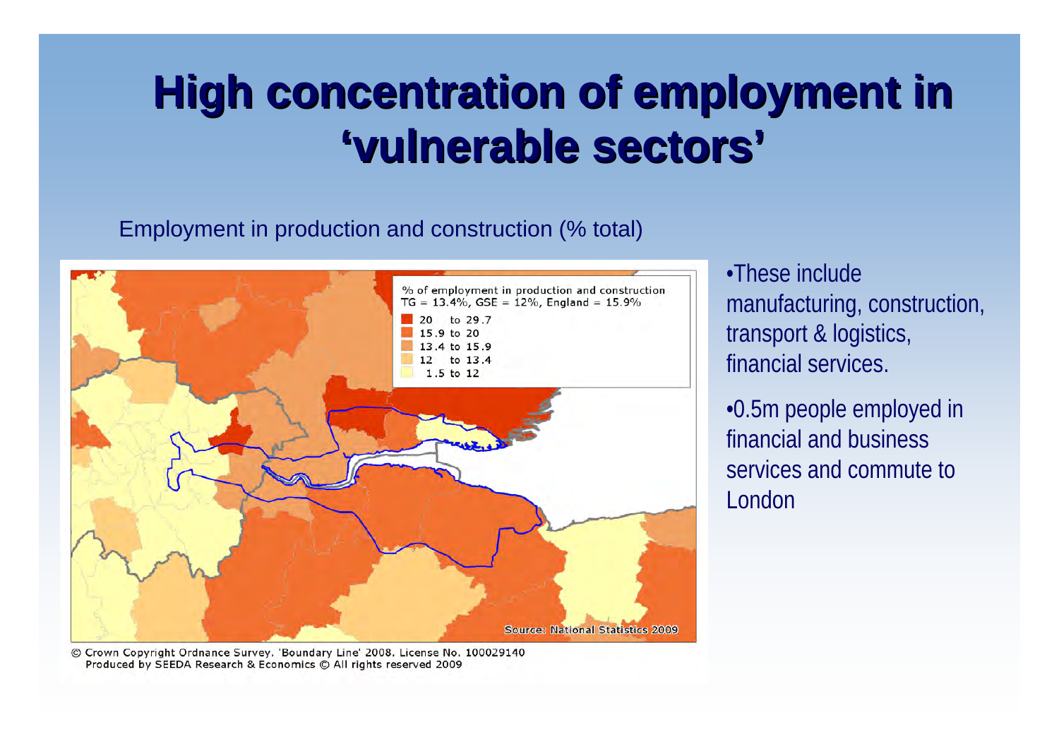# High concentration of employment in 'vulnerable sectors'

Employment in production and construction (% total)

% of employment in production and construction
TG = 13.4%, GSE = 12%, England = 15.9%

- 20 to 29.7
- 15.9 to 20
- 13.4 to 15.9
- 12 to 13.4
- 1.5 to 12

Source: National Statistics 2009

© Crown Copyright Ordnance Survey. 'Boundary Line' 2008. License No. 100029140
Produced by SEEDA Research & Economics © All rights reserved 2009

- These include manufacturing, construction, transport & logistics, financial services.
- 0.5m people employed in financial and business services and commute to London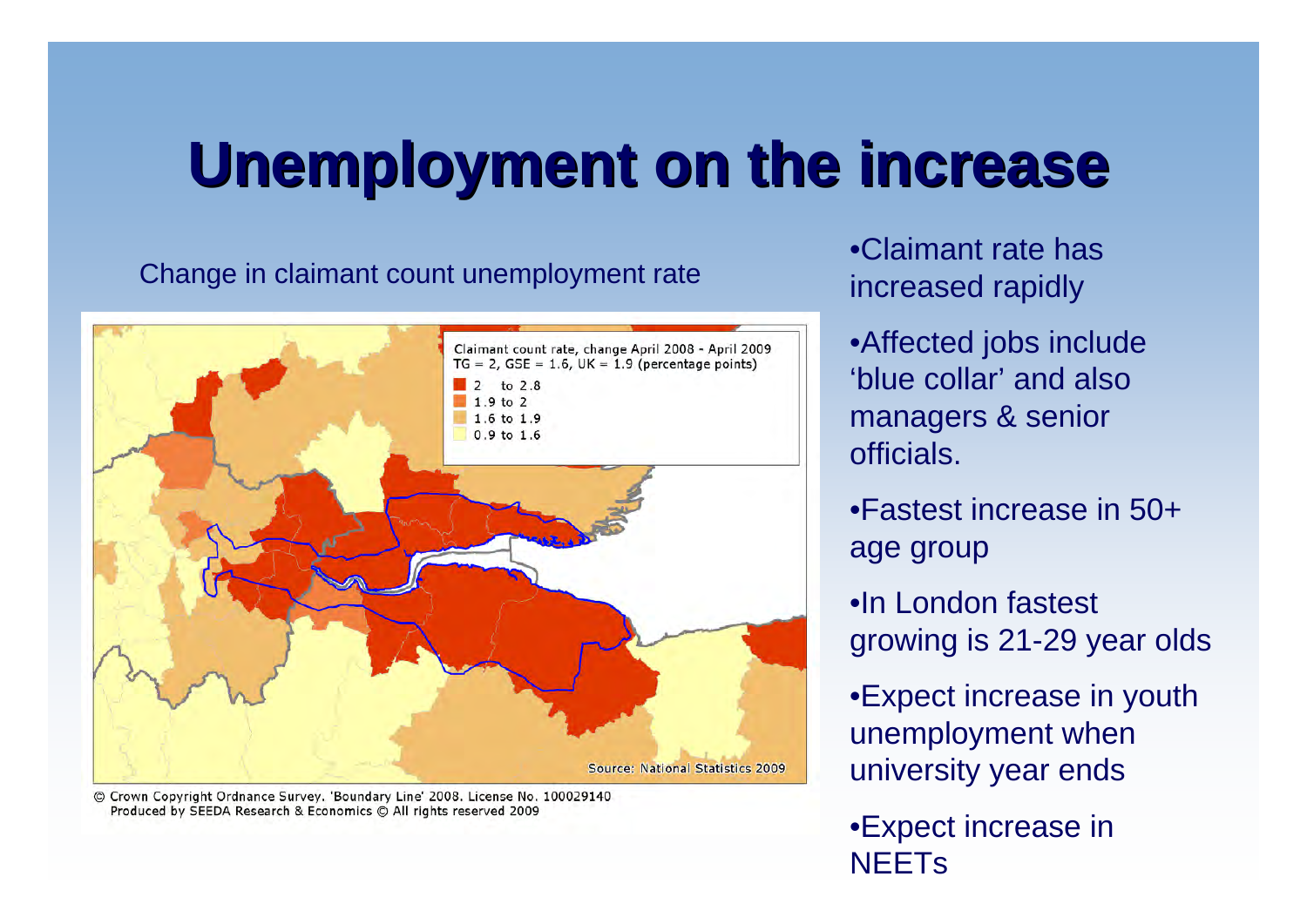# Unemployment on the increase

Change in claimant count unemployment rate

Claimant count rate, change April 2008 - April 2009
TG = 2, GSE = 1.6, UK = 1.9 (percentage points)

- 2 to 2.8
- 1.9 to 2
- 1.6 to 1.9
- 0.9 to 1.6

Source: National Statistics 2009

© Crown Copyright Ordnance Survey. 'Boundary Line' 2008. License No. 100029140
Produced by SEEDA Research & Economics © All rights reserved 2009

- Claimant rate has increased rapidly
- Affected jobs include 'blue collar' and also managers & senior officials.
- Fastest increase in 50+ age group
- In London fastest growing is 21-29 year olds
- Expect increase in youth unemployment when university year ends
- Expect increase in NEETs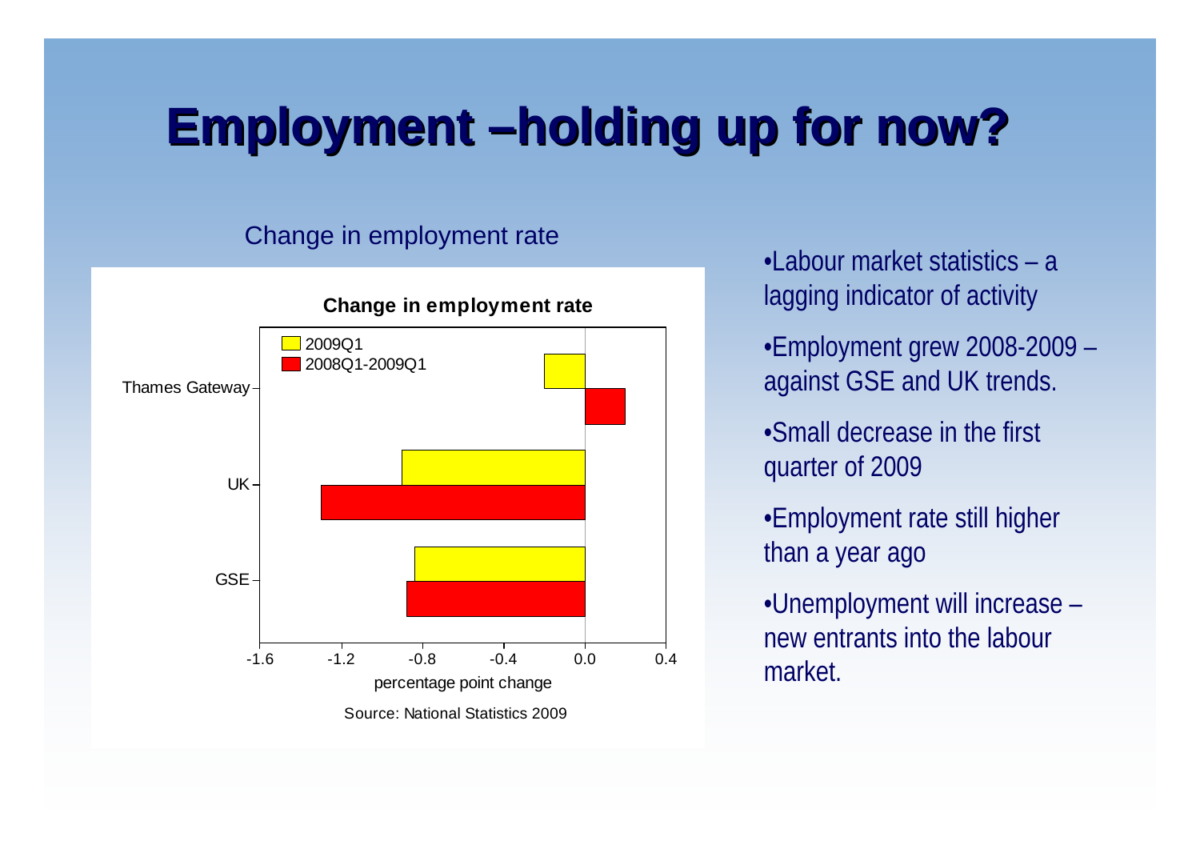# Employment –holding up for now?

Change in employment rate

**Change in employment rate**

| | 2009Q1 | 2008Q1-2009Q1 |
|---|---|---|
| Thames Gateway | -0.2 | 0.2 |
| UK | -0.9 | -1.3 |
| GSE | -0.84 | -0.88 |

percentage point change

Source: National Statistics 2009

- Labour market statistics – a lagging indicator of activity
- Employment grew 2008-2009 – against GSE and UK trends.
- Small decrease in the first quarter of 2009
- Employment rate still higher than a year ago
- Unemployment will increase – new entrants into the labour market.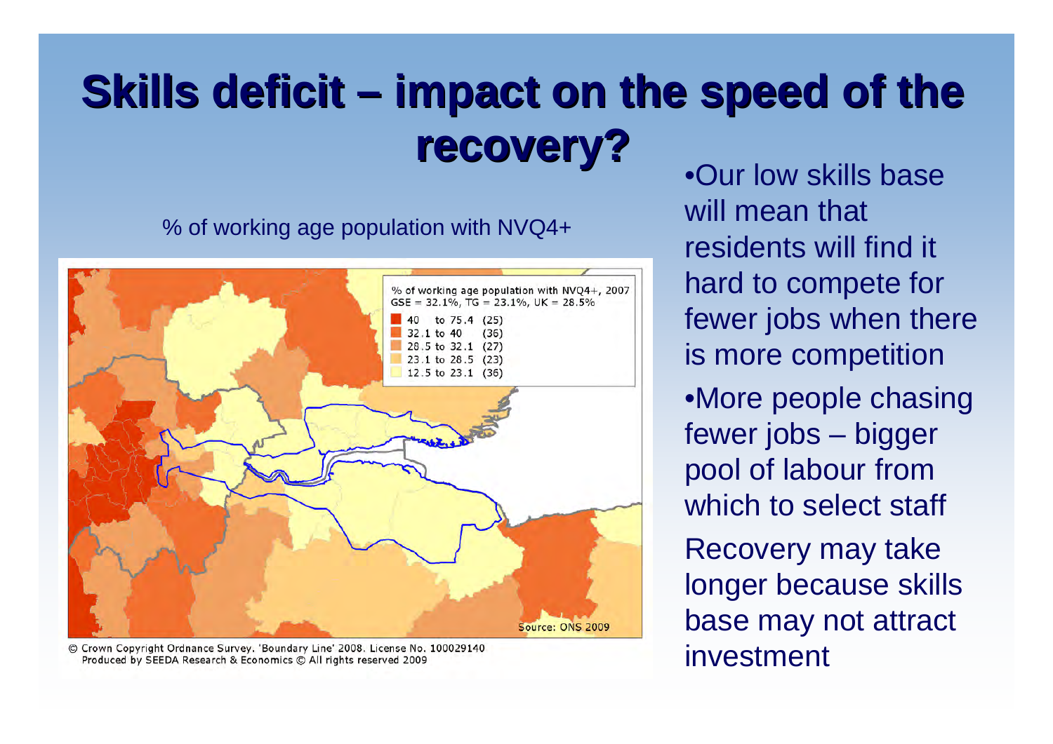# Skills deficit – impact on the speed of the recovery?

% of working age population with NVQ4+

% of working age population with NVQ4+, 2007
GSE = 32.1%, TG = 23.1%, UK = 28.5%

- 40 to 75.4 (25)
- 32.1 to 40 (36)
- 28.5 to 32.1 (27)
- 23.1 to 28.5 (23)
- 12.5 to 23.1 (36)

Source: ONS 2009

© Crown Copyright Ordnance Survey. 'Boundary Line' 2008. License No. 100029140
Produced by SEEDA Research & Economics © All rights reserved 2009

- Our low skills base will mean that residents will find it hard to compete for fewer jobs when there is more competition
- More people chasing fewer jobs – bigger pool of labour from which to select staff

Recovery may take longer because skills base may not attract investment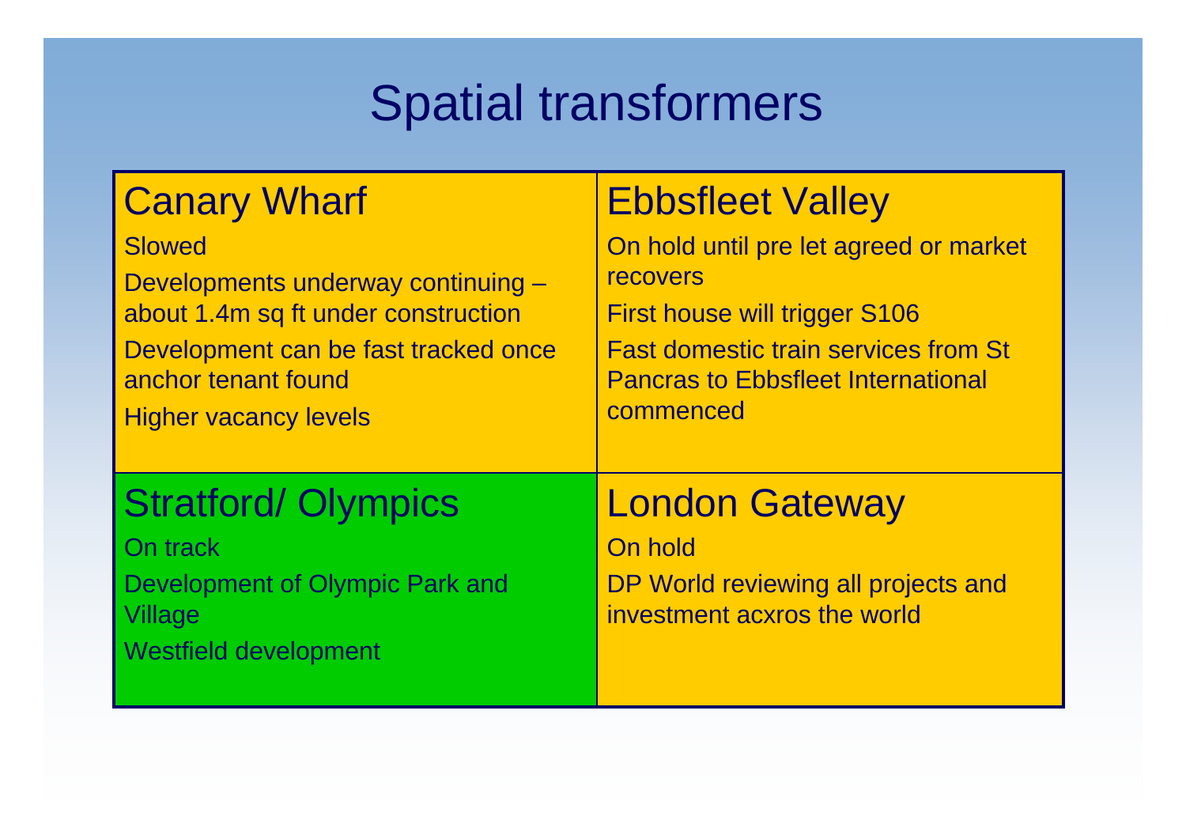# Spatial transformers

## Canary Wharf

Slowed

Developments underway continuing – about 1.4m sq ft under construction

Development can be fast tracked once anchor tenant found

Higher vacancy levels

## Ebbsfleet Valley

On hold until pre let agreed or market recovers

First house will trigger S106

Fast domestic train services from St Pancras to Ebbsfleet International commenced

## Stratford/ Olympics

On track

Development of Olympic Park and Village

Westfield development

## London Gateway

On hold

DP World reviewing all projects and investment acxros the world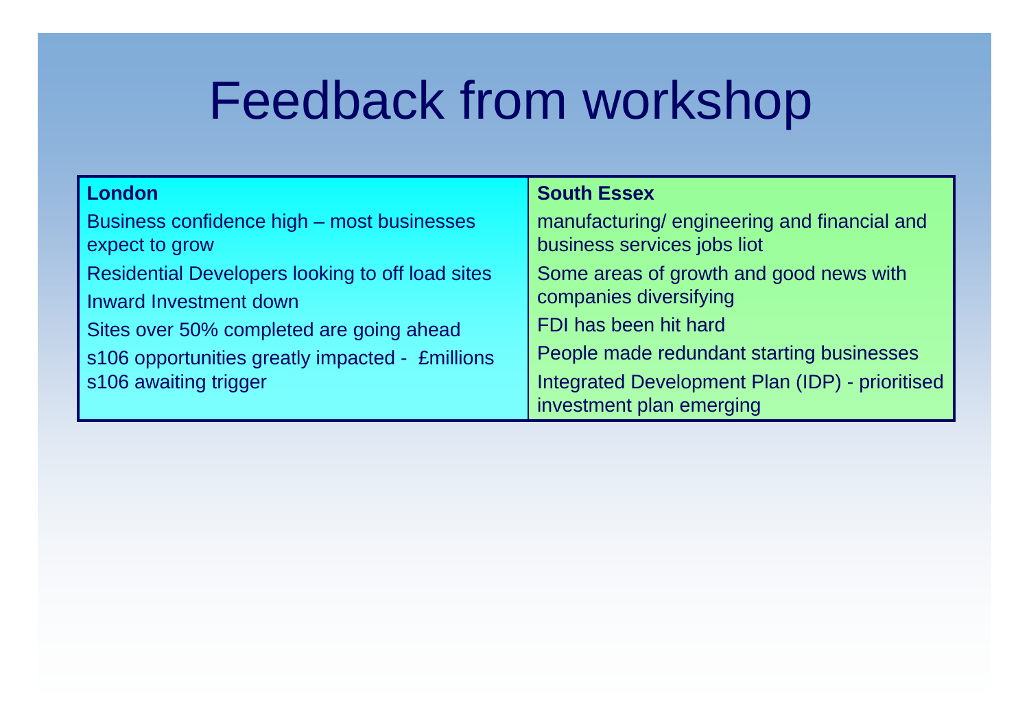# Feedback from workshop

| London | South Essex |
|---|---|
| Business confidence high – most businesses expect to grow<br>Residential Developers looking to off load sites<br>Inward Investment down<br>Sites over 50% completed are going ahead<br>s106 opportunities greatly impacted - £millions s106 awaiting trigger | manufacturing/ engineering and financial and business services jobs liot<br>Some areas of growth and good news with companies diversifying<br>FDI has been hit hard<br>People made redundant starting businesses<br>Integrated Development Plan (IDP) - prioritised investment plan emerging |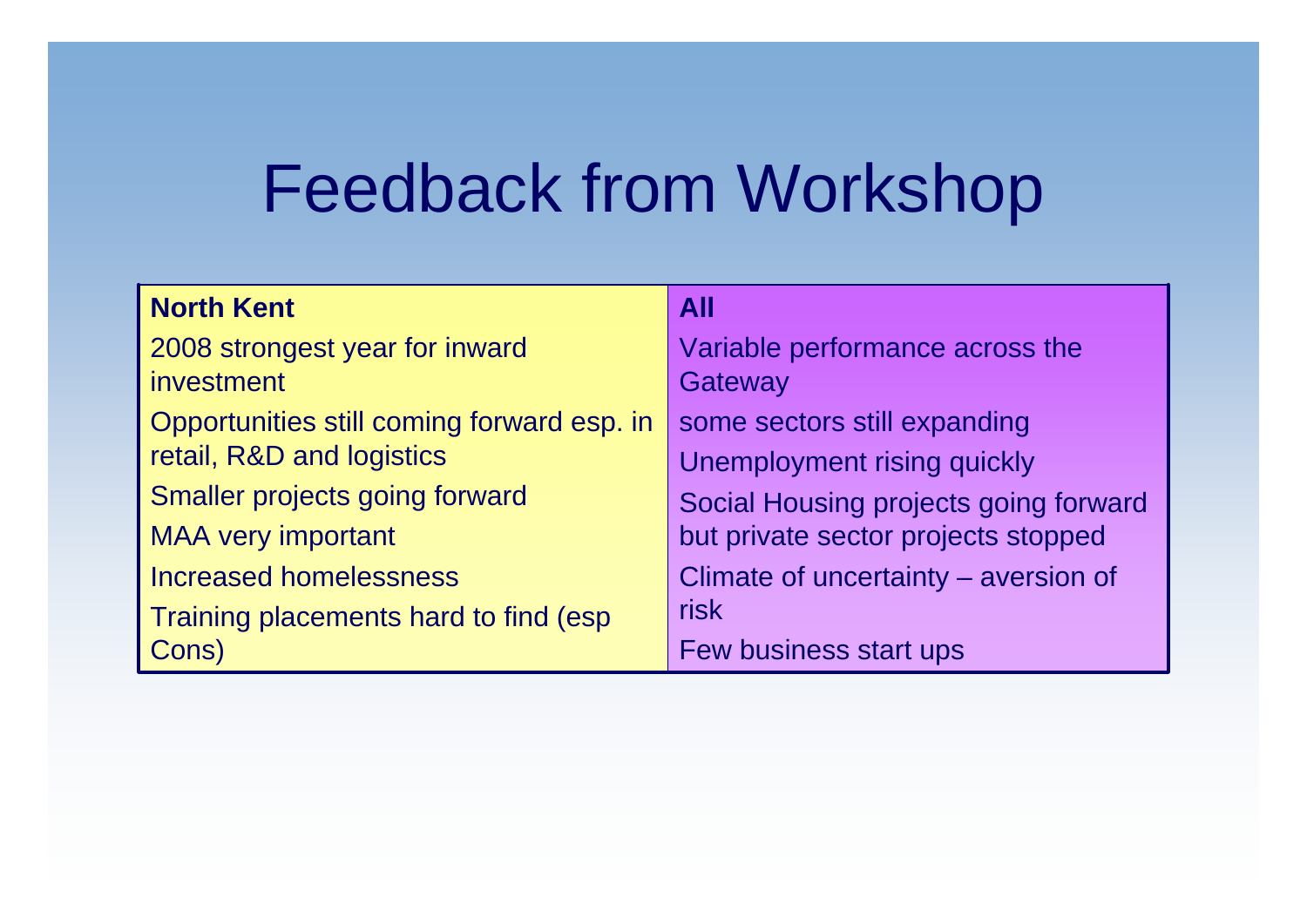# Feedback from Workshop

| **North Kent** | **All** |
|---|---|
| 2008 strongest year for inward investment | Variable performance across the Gateway |
| Opportunities still coming forward esp. in retail, R&D and logistics | some sectors still expanding |
| Smaller projects going forward | Unemployment rising quickly |
| MAA very important | Social Housing projects going forward but private sector projects stopped |
| Increased homelessness | Climate of uncertainty – aversion of risk |
| Training placements hard to find (esp Cons) | Few business start ups |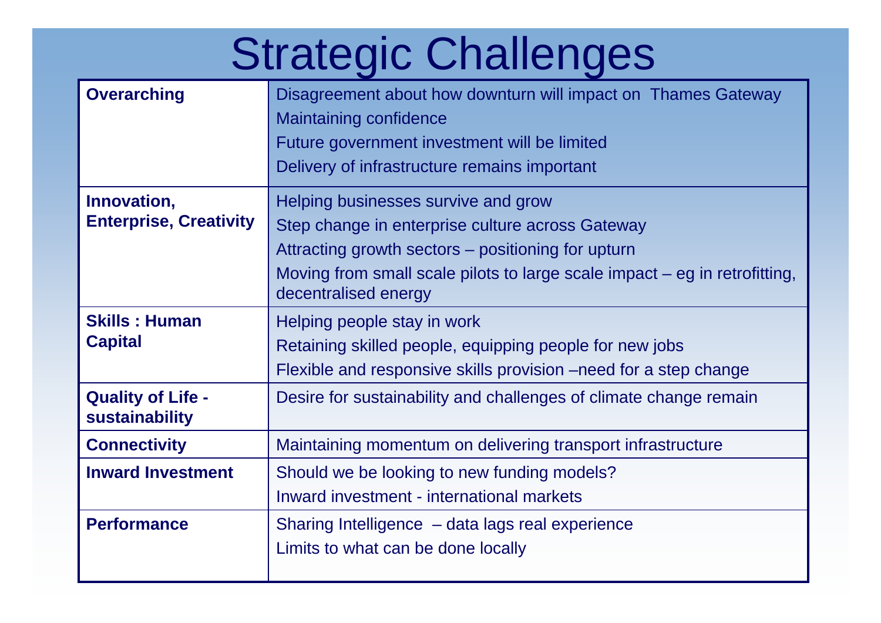# Strategic Challenges

| | |
|---|---|
| **Overarching** | Disagreement about how downturn will impact on Thames Gateway<br>Maintaining confidence<br>Future government investment will be limited<br>Delivery of infrastructure remains important |
| **Innovation, Enterprise, Creativity** | Helping businesses survive and grow<br>Step change in enterprise culture across Gateway<br>Attracting growth sectors – positioning for upturn<br>Moving from small scale pilots to large scale impact – eg in retrofitting, decentralised energy |
| **Skills : Human Capital** | Helping people stay in work<br>Retaining skilled people, equipping people for new jobs<br>Flexible and responsive skills provision –need for a step change |
| **Quality of Life - sustainability** | Desire for sustainability and challenges of climate change remain |
| **Connectivity** | Maintaining momentum on delivering transport infrastructure |
| **Inward Investment** | Should we be looking to new funding models?<br>Inward investment - international markets |
| **Performance** | Sharing Intelligence – data lags real experience<br>Limits to what can be done locally |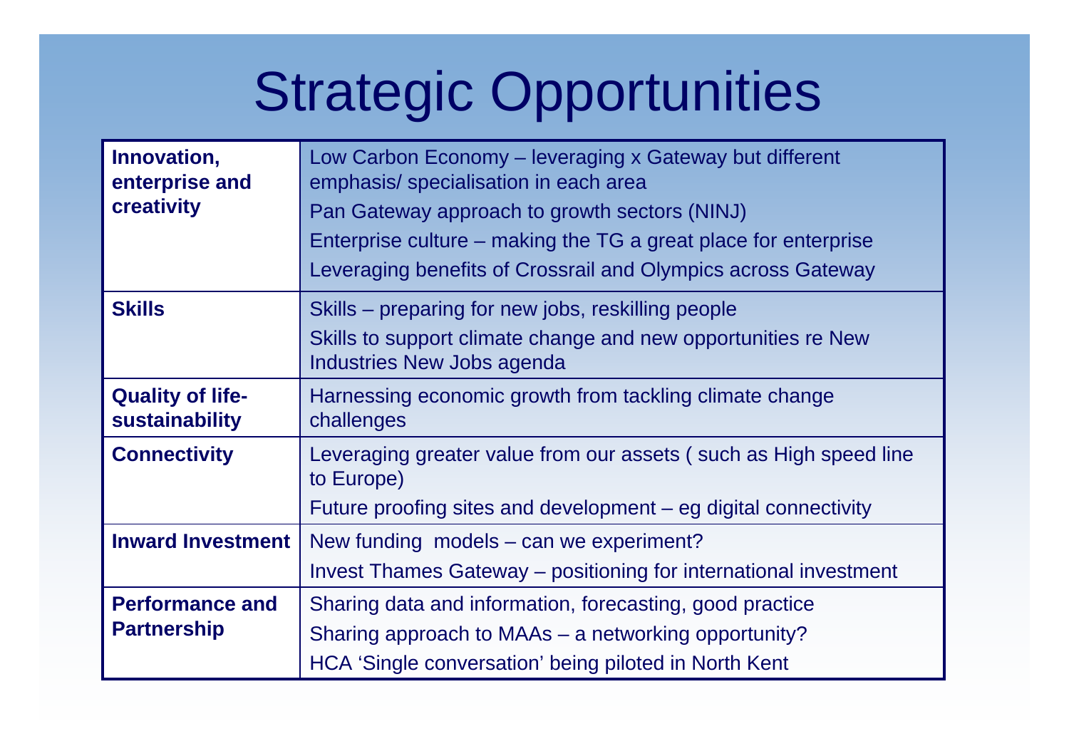# Strategic Opportunities

| | |
|---|---|
| **Innovation, enterprise and creativity** | Low Carbon Economy – leveraging x Gateway but different emphasis/ specialisation in each area<br>Pan Gateway approach to growth sectors (NINJ)<br>Enterprise culture – making the TG a great place for enterprise<br>Leveraging benefits of Crossrail and Olympics across Gateway |
| **Skills** | Skills – preparing for new jobs, reskilling people<br>Skills to support climate change and new opportunities re New Industries New Jobs agenda |
| **Quality of life-sustainability** | Harnessing economic growth from tackling climate change challenges |
| **Connectivity** | Leveraging greater value from our assets ( such as High speed line to Europe)<br>Future proofing sites and development – eg digital connectivity |
| **Inward Investment** | New funding models – can we experiment?<br>Invest Thames Gateway – positioning for international investment |
| **Performance and Partnership** | Sharing data and information, forecasting, good practice<br>Sharing approach to MAAs – a networking opportunity?<br>HCA 'Single conversation' being piloted in North Kent |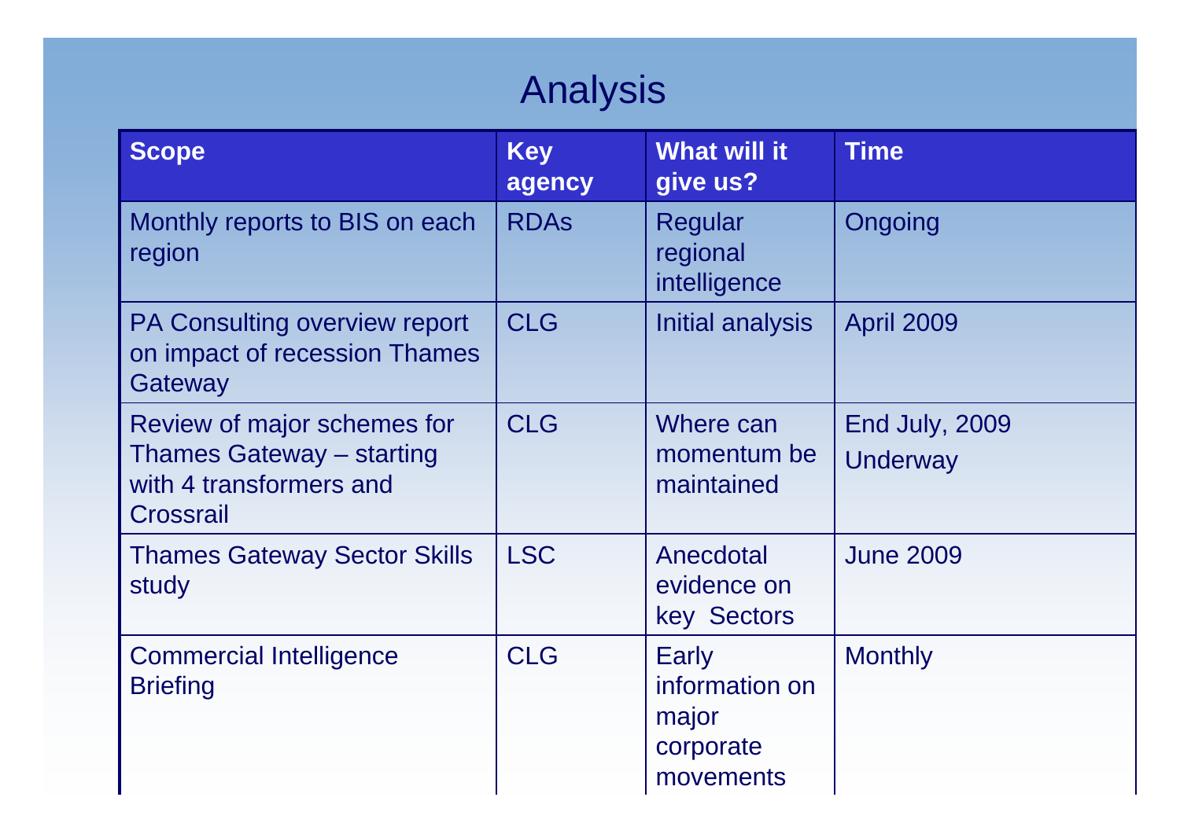# Analysis

| Scope | Key agency | What will it give us? | Time |
| --- | --- | --- | --- |
| Monthly reports to BIS on each region | RDAs | Regular regional intelligence | Ongoing |
| PA Consulting overview report on impact of recession Thames Gateway | CLG | Initial analysis | April 2009 |
| Review of major schemes for Thames Gateway – starting with 4 transformers and Crossrail | CLG | Where can momentum be maintained | End July, 2009 Underway |
| Thames Gateway Sector Skills study | LSC | Anecdotal evidence on key Sectors | June 2009 |
| Commercial Intelligence Briefing | CLG | Early information on major corporate movements | Monthly |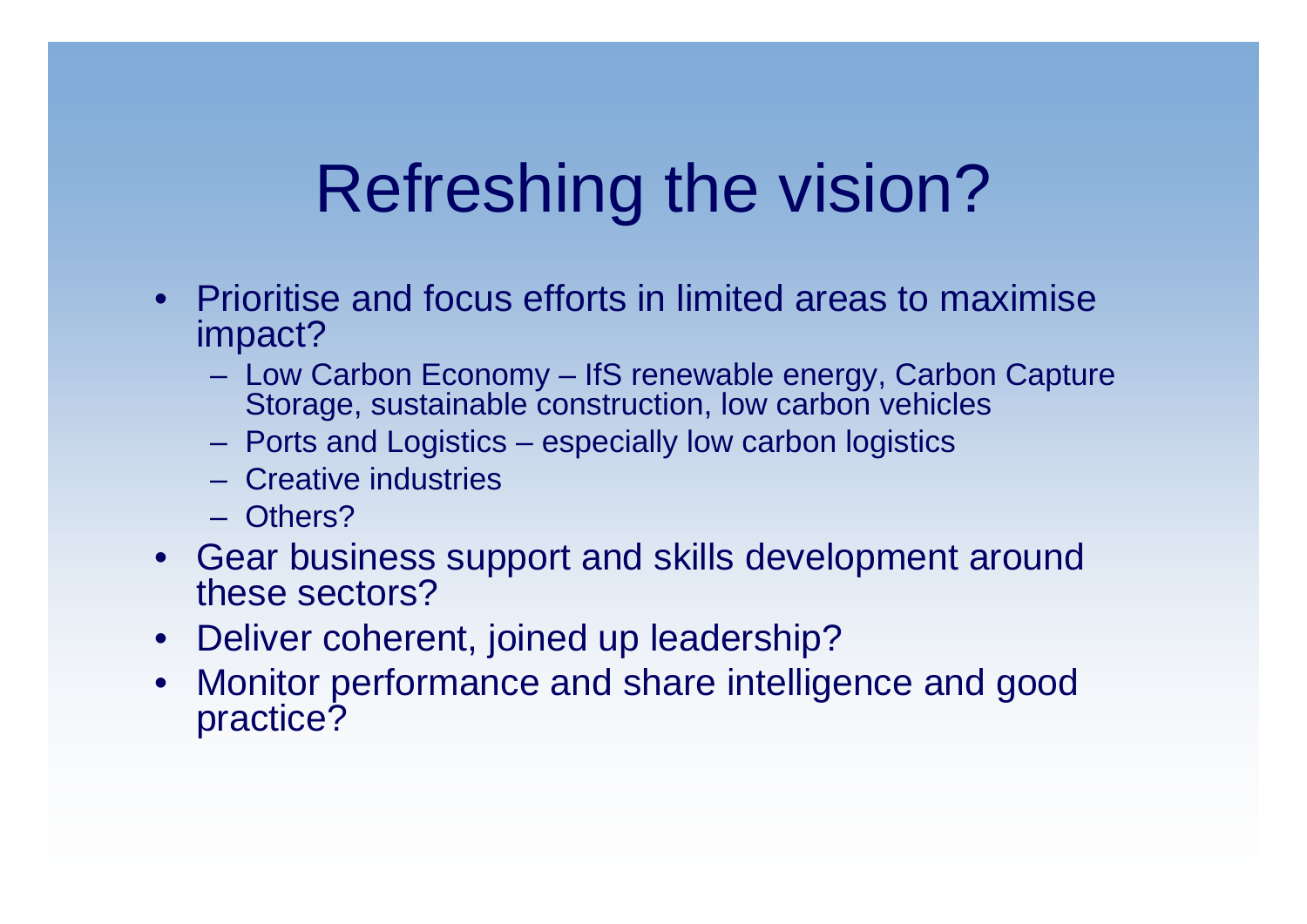# Refreshing the vision?

- Prioritise and focus efforts in limited areas to maximise impact?
  - Low Carbon Economy – IfS renewable energy, Carbon Capture Storage, sustainable construction, low carbon vehicles
  - Ports and Logistics – especially low carbon logistics
  - Creative industries
  - Others?
- Gear business support and skills development around these sectors?
- Deliver coherent, joined up leadership?
- Monitor performance and share intelligence and good practice?